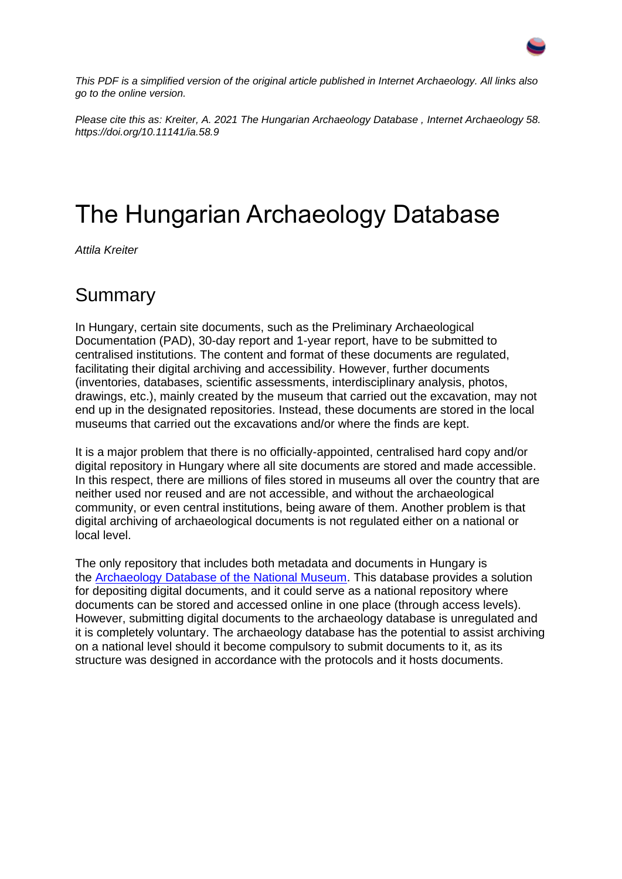*This PDF is a simplified version of the original article published in Internet Archaeology. All links also go to the online version.*

*Please cite this as: Kreiter, A. 2021 The Hungarian Archaeology Database , Internet Archaeology 58. https://doi.org/10.11141/ia.58.9*

# The Hungarian Archaeology Database

*Attila Kreiter*

## Summary

In Hungary, certain site documents, such as the Preliminary Archaeological Documentation (PAD), 30-day report and 1-year report, have to be submitted to centralised institutions. The content and format of these documents are regulated, facilitating their digital archiving and accessibility. However, further documents (inventories, databases, scientific assessments, interdisciplinary analysis, photos, drawings, etc.), mainly created by the museum that carried out the excavation, may not end up in the designated repositories. Instead, these documents are stored in the local museums that carried out the excavations and/or where the finds are kept.

It is a major problem that there is no officially-appointed, centralised hard copy and/or digital repository in Hungary where all site documents are stored and made accessible. In this respect, there are millions of files stored in museums all over the country that are neither used nor reused and are not accessible, and without the archaeological community, or even central institutions, being aware of them. Another problem is that digital archiving of archaeological documents is not regulated either on a national or local level.

The only repository that includes both metadata and documents in Hungary is the [Archaeology Database of the National Museum](). This database provides a solution for depositing digital documents, and it could serve as a national repository where documents can be stored and accessed online in one place (through access levels). However, submitting digital documents to the archaeology database is unregulated and it is completely voluntary. The archaeology database has the potential to assist archiving on a national level should it become compulsory to submit documents to it, as its structure was designed in accordance with the protocols and it hosts documents.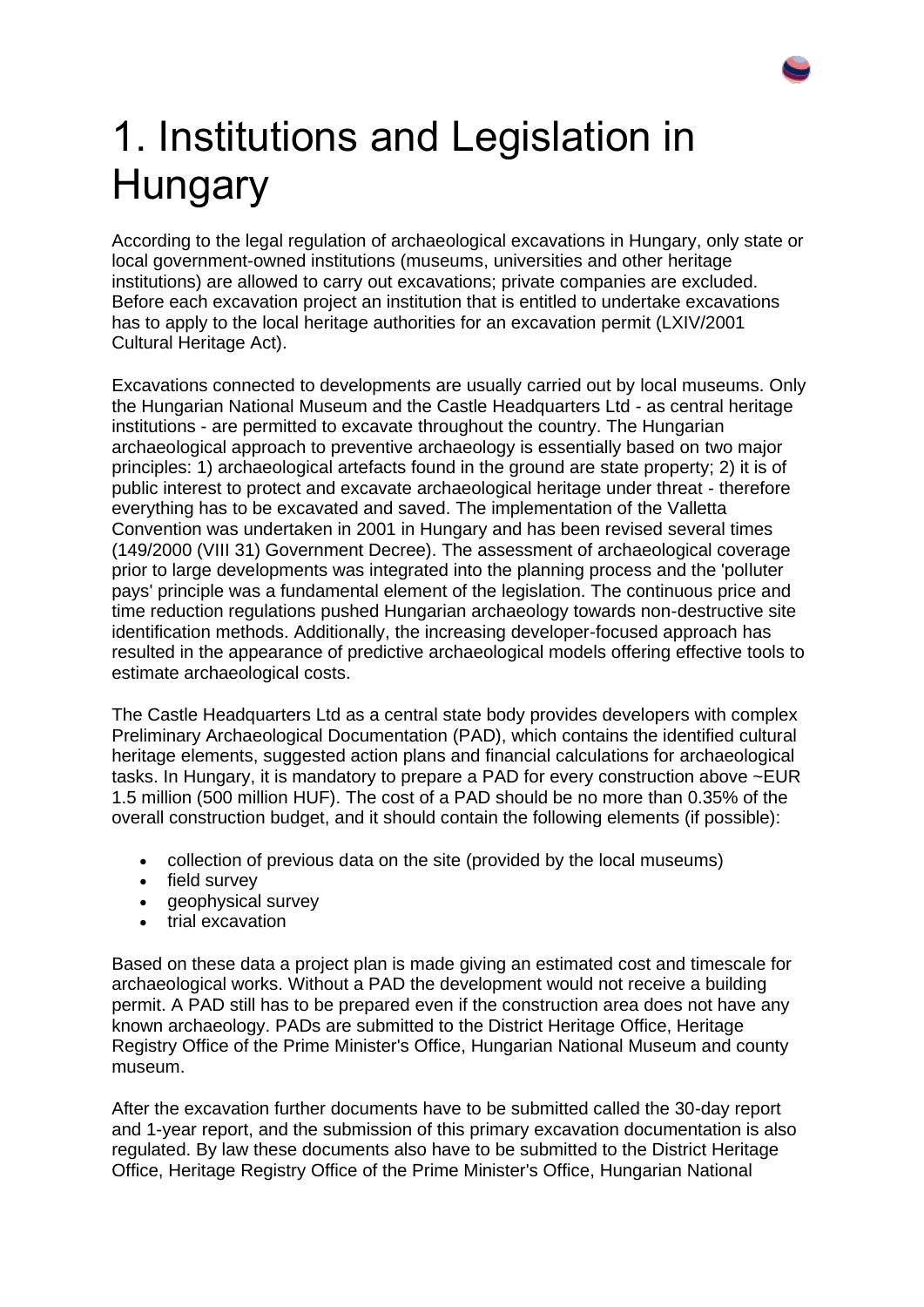# 1. Institutions and Legislation in Hungary

According to the legal regulation of archaeological excavations in Hungary, only state or local government-owned institutions (museums, universities and other heritage institutions) are allowed to carry out excavations; private companies are excluded. Before each excavation project an institution that is entitled to undertake excavations has to apply to the local heritage authorities for an excavation permit (LXIV/2001 Cultural Heritage Act).

Excavations connected to developments are usually carried out by local museums. Only the Hungarian National Museum and the Castle Headquarters Ltd - as central heritage institutions - are permitted to excavate throughout the country. The Hungarian archaeological approach to preventive archaeology is essentially based on two major principles: 1) archaeological artefacts found in the ground are state property; 2) it is of public interest to protect and excavate archaeological heritage under threat - therefore everything has to be excavated and saved. The implementation of the Valletta Convention was undertaken in 2001 in Hungary and has been revised several times (149/2000 (VIII 31) Government Decree). The assessment of archaeological coverage prior to large developments was integrated into the planning process and the 'polluter pays' principle was a fundamental element of the legislation. The continuous price and time reduction regulations pushed Hungarian archaeology towards non-destructive site identification methods. Additionally, the increasing developer-focused approach has resulted in the appearance of predictive archaeological models offering effective tools to estimate archaeological costs.

The Castle Headquarters Ltd as a central state body provides developers with complex Preliminary Archaeological Documentation (PAD), which contains the identified cultural heritage elements, suggested action plans and financial calculations for archaeological tasks. In Hungary, it is mandatory to prepare a PAD for every construction above ~EUR 1.5 million (500 million HUF). The cost of a PAD should be no more than 0.35% of the overall construction budget, and it should contain the following elements (if possible):

- collection of previous data on the site (provided by the local museums)
- field survey
- geophysical survey
- trial excavation

Based on these data a project plan is made giving an estimated cost and timescale for archaeological works. Without a PAD the development would not receive a building permit. A PAD still has to be prepared even if the construction area does not have any known archaeology. PADs are submitted to the District Heritage Office, Heritage Registry Office of the Prime Minister's Office, Hungarian National Museum and county museum.

After the excavation further documents have to be submitted called the 30-day report and 1-year report, and the submission of this primary excavation documentation is also regulated. By law these documents also have to be submitted to the District Heritage Office, Heritage Registry Office of the Prime Minister's Office, Hungarian National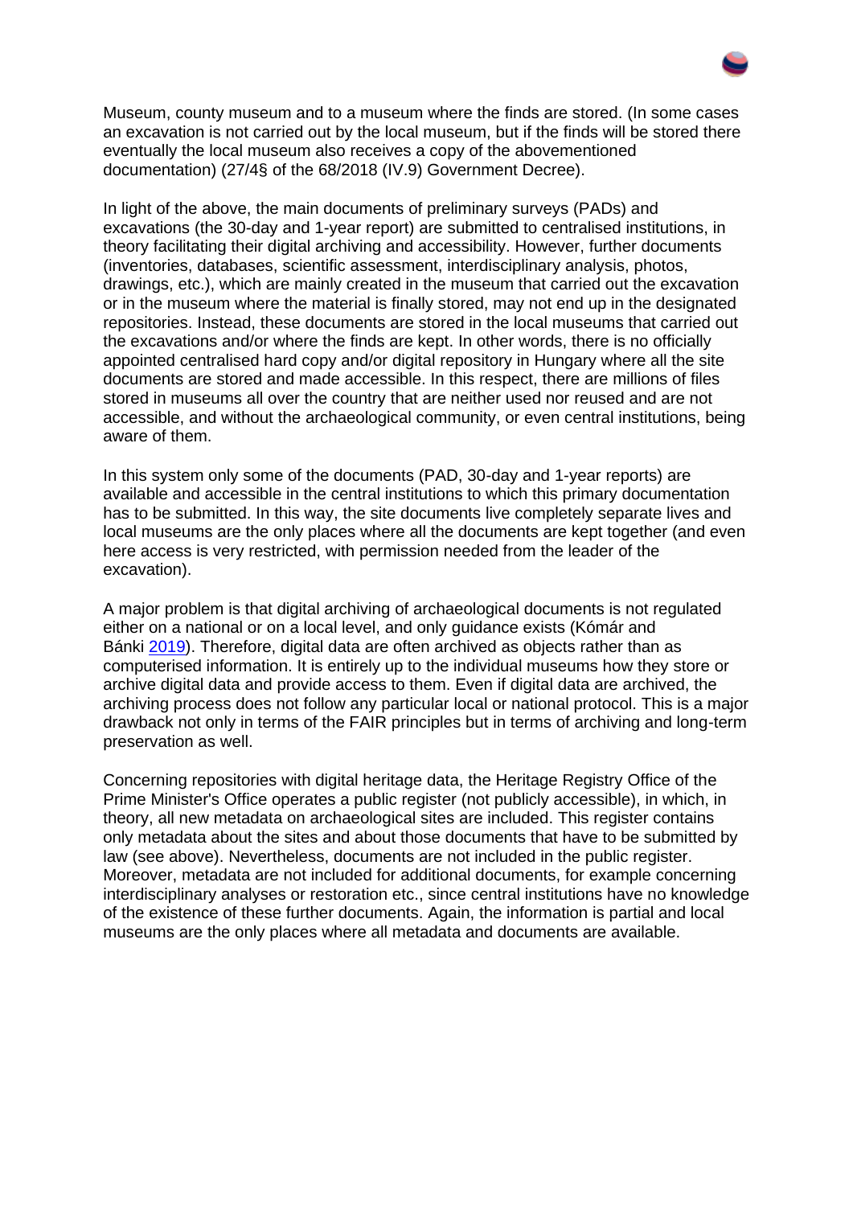Museum, county museum and to a museum where the finds are stored. (In some cases an excavation is not carried out by the local museum, but if the finds will be stored there eventually the local museum also receives a copy of the abovementioned documentation) (27/4§ of the 68/2018 (IV.9) Government Decree).

In light of the above, the main documents of preliminary surveys (PADs) and excavations (the 30-day and 1-year report) are submitted to centralised institutions, in theory facilitating their digital archiving and accessibility. However, further documents (inventories, databases, scientific assessment, interdisciplinary analysis, photos, drawings, etc.), which are mainly created in the museum that carried out the excavation or in the museum where the material is finally stored, may not end up in the designated repositories. Instead, these documents are stored in the local museums that carried out the excavations and/or where the finds are kept. In other words, there is no officially appointed centralised hard copy and/or digital repository in Hungary where all the site documents are stored and made accessible. In this respect, there are millions of files stored in museums all over the country that are neither used nor reused and are not accessible, and without the archaeological community, or even central institutions, being aware of them.

In this system only some of the documents (PAD, 30-day and 1-year reports) are available and accessible in the central institutions to which this primary documentation has to be submitted. In this way, the site documents live completely separate lives and local museums are the only places where all the documents are kept together (and even here access is very restricted, with permission needed from the leader of the excavation).

A major problem is that digital archiving of archaeological documents is not regulated either on a national or on a local level, and only guidance exists (Kómár and Bánki 2019). Therefore, digital data are often archived as objects rather than as computerised information. It is entirely up to the individual museums how they store or archive digital data and provide access to them. Even if digital data are archived, the archiving process does not follow any particular local or national protocol. This is a major drawback not only in terms of the FAIR principles but in terms of archiving and long-term preservation as well.

Concerning repositories with digital heritage data, the Heritage Registry Office of the Prime Minister's Office operates a public register (not publicly accessible), in which, in theory, all new metadata on archaeological sites are included. This register contains only metadata about the sites and about those documents that have to be submitted by law (see above). Nevertheless, documents are not included in the public register. Moreover, metadata are not included for additional documents, for example concerning interdisciplinary analyses or restoration etc., since central institutions have no knowledge of the existence of these further documents. Again, the information is partial and local museums are the only places where all metadata and documents are available.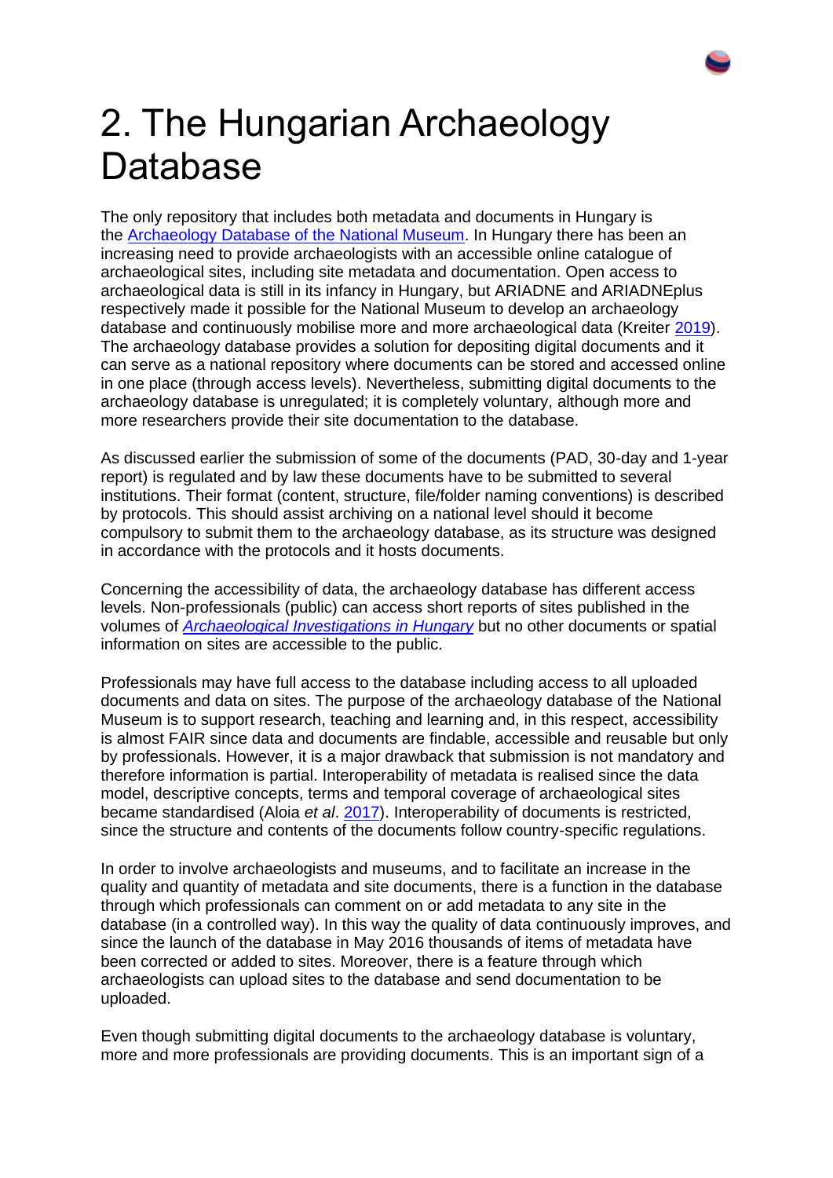# 2. The Hungarian Archaeology Database

The only repository that includes both metadata and documents in Hungary is the Archaeology Database of the National Museum. In Hungary there has been an increasing need to provide archaeologists with an accessible online catalogue of archaeological sites, including site metadata and documentation. Open access to archaeological data is still in its infancy in Hungary, but ARIADNE and ARIADNEplus respectively made it possible for the National Museum to develop an archaeology database and continuously mobilise more and more archaeological data (Kreiter 2019). The archaeology database provides a solution for depositing digital documents and it can serve as a national repository where documents can be stored and accessed online in one place (through access levels). Nevertheless, submitting digital documents to the archaeology database is unregulated; it is completely voluntary, although more and more researchers provide their site documentation to the database.

As discussed earlier the submission of some of the documents (PAD, 30-day and 1-year report) is regulated and by law these documents have to be submitted to several institutions. Their format (content, structure, file/folder naming conventions) is described by protocols. This should assist archiving on a national level should it become compulsory to submit them to the archaeology database, as its structure was designed in accordance with the protocols and it hosts documents.

Concerning the accessibility of data, the archaeology database has different access levels. Non-professionals (public) can access short reports of sites published in the volumes of *Archaeological Investigations in Hungary* but no other documents or spatial information on sites are accessible to the public.

Professionals may have full access to the database including access to all uploaded documents and data on sites. The purpose of the archaeology database of the National Museum is to support research, teaching and learning and, in this respect, accessibility is almost FAIR since data and documents are findable, accessible and reusable but only by professionals. However, it is a major drawback that submission is not mandatory and therefore information is partial. Interoperability of metadata is realised since the data model, descriptive concepts, terms and temporal coverage of archaeological sites became standardised (Aloia *et al*. 2017). Interoperability of documents is restricted, since the structure and contents of the documents follow country-specific regulations.

In order to involve archaeologists and museums, and to facilitate an increase in the quality and quantity of metadata and site documents, there is a function in the database through which professionals can comment on or add metadata to any site in the database (in a controlled way). In this way the quality of data continuously improves, and since the launch of the database in May 2016 thousands of items of metadata have been corrected or added to sites. Moreover, there is a feature through which archaeologists can upload sites to the database and send documentation to be uploaded.

Even though submitting digital documents to the archaeology database is voluntary, more and more professionals are providing documents. This is an important sign of a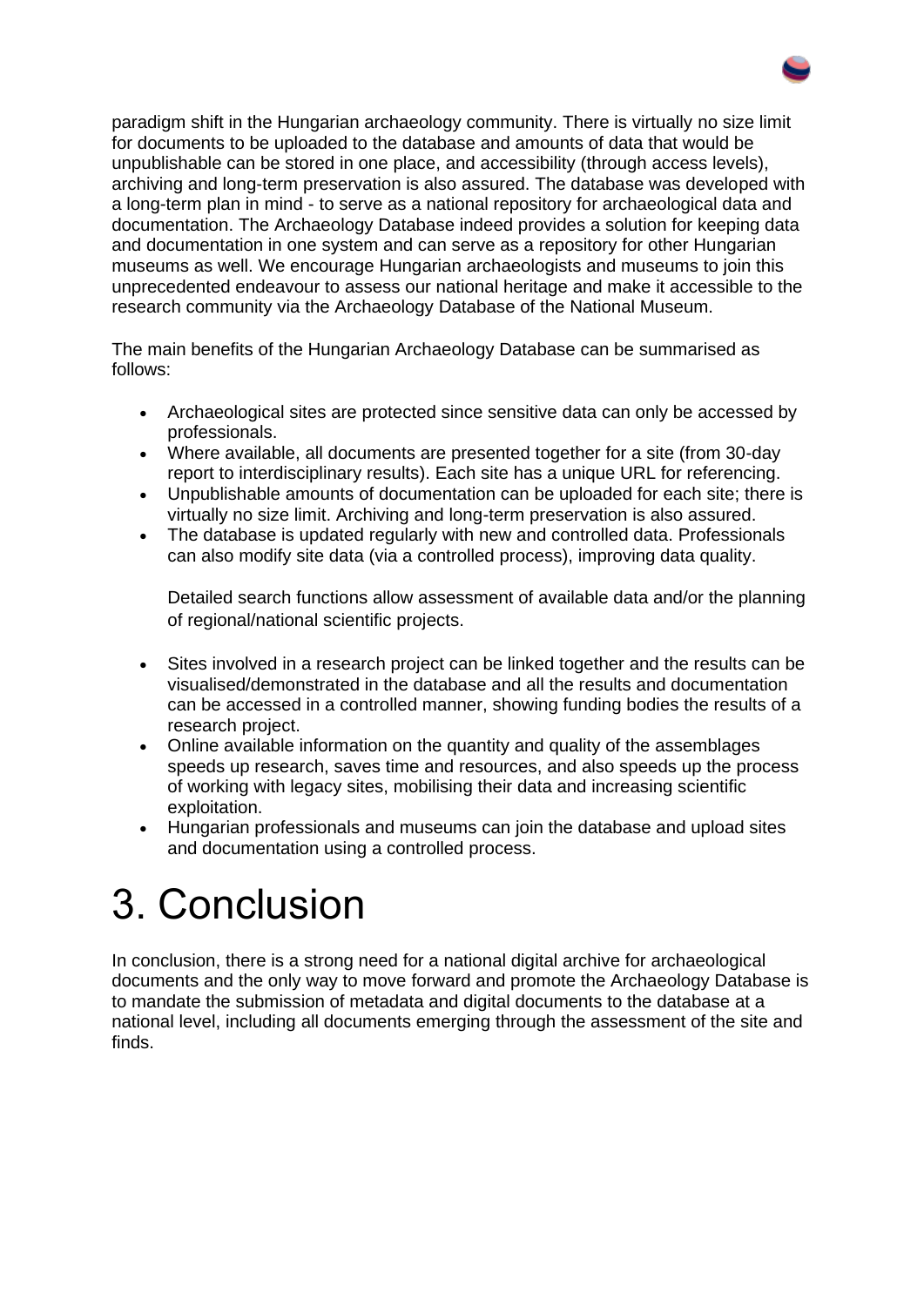paradigm shift in the Hungarian archaeology community. There is virtually no size limit for documents to be uploaded to the database and amounts of data that would be unpublishable can be stored in one place, and accessibility (through access levels), archiving and long-term preservation is also assured. The database was developed with a long-term plan in mind - to serve as a national repository for archaeological data and documentation. The Archaeology Database indeed provides a solution for keeping data and documentation in one system and can serve as a repository for other Hungarian museums as well. We encourage Hungarian archaeologists and museums to join this unprecedented endeavour to assess our national heritage and make it accessible to the research community via the Archaeology Database of the National Museum.

The main benefits of the Hungarian Archaeology Database can be summarised as follows:

- Archaeological sites are protected since sensitive data can only be accessed by professionals.
- Where available, all documents are presented together for a site (from 30-day report to interdisciplinary results). Each site has a unique URL for referencing.
- Unpublishable amounts of documentation can be uploaded for each site; there is virtually no size limit. Archiving and long-term preservation is also assured.
- The database is updated regularly with new and controlled data. Professionals can also modify site data (via a controlled process), improving data quality.

  Detailed search functions allow assessment of available data and/or the planning of regional/national scientific projects.

- Sites involved in a research project can be linked together and the results can be visualised/demonstrated in the database and all the results and documentation can be accessed in a controlled manner, showing funding bodies the results of a research project.
- Online available information on the quantity and quality of the assemblages speeds up research, saves time and resources, and also speeds up the process of working with legacy sites, mobilising their data and increasing scientific exploitation.
- Hungarian professionals and museums can join the database and upload sites and documentation using a controlled process.

# 3. Conclusion

In conclusion, there is a strong need for a national digital archive for archaeological documents and the only way to move forward and promote the Archaeology Database is to mandate the submission of metadata and digital documents to the database at a national level, including all documents emerging through the assessment of the site and finds.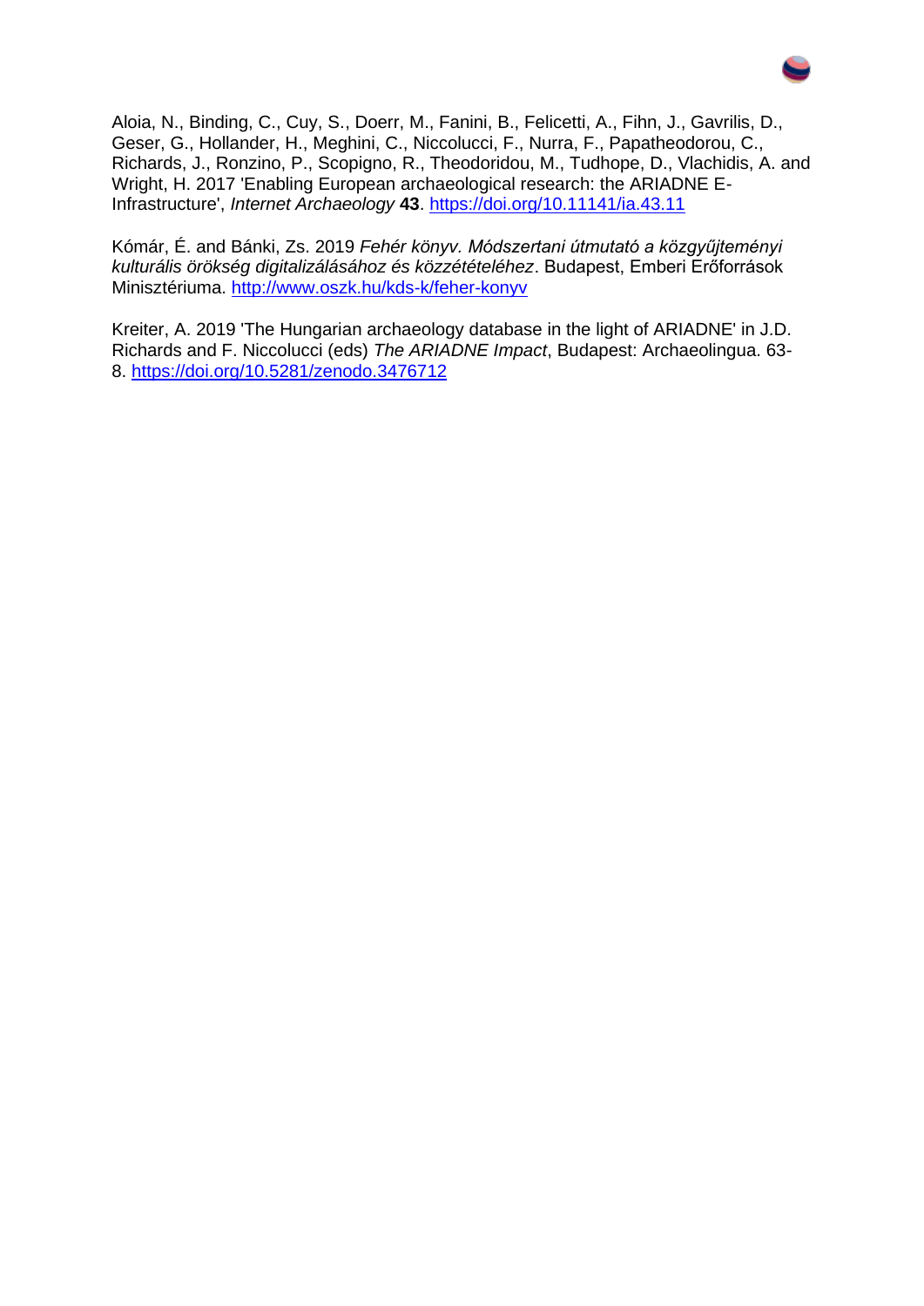Aloia, N., Binding, C., Cuy, S., Doerr, M., Fanini, B., Felicetti, A., Fihn, J., Gavrilis, D., Geser, G., Hollander, H., Meghini, C., Niccolucci, F., Nurra, F., Papatheodorou, C., Richards, J., Ronzino, P., Scopigno, R., Theodoridou, M., Tudhope, D., Vlachidis, A. and Wright, H. 2017 'Enabling European archaeological research: the ARIADNE E-Infrastructure', *Internet Archaeology* **43**. https://doi.org/10.11141/ia.43.11

Kómár, É. and Bánki, Zs. 2019 *Fehér könyv. Módszertani útmutató a közgyűjteményi kulturális örökség digitalizálásához és közzétételéhez*. Budapest, Emberi Erőforrások Minisztériuma. http://www.oszk.hu/kds-k/feher-konyv

Kreiter, A. 2019 'The Hungarian archaeology database in the light of ARIADNE' in J.D. Richards and F. Niccolucci (eds) *The ARIADNE Impact*, Budapest: Archaeolingua. 63-8. https://doi.org/10.5281/zenodo.3476712